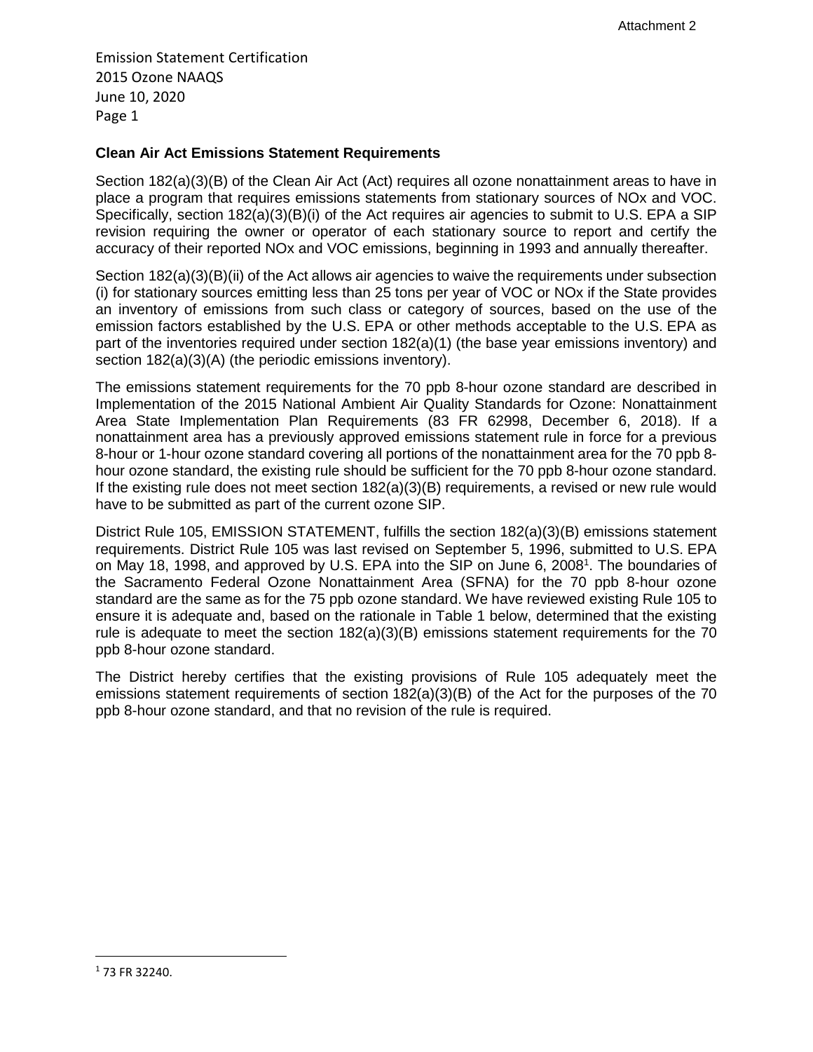Attachment 2

Emission Statement Certification
2015 Ozone NAAQS
June 10, 2020

## Clean Air Act Emissions Statement Requirements

Section 182(a)(3)(B) of the Clean Air Act (Act) requires all ozone nonattainment areas to have in place a program that requires emissions statements from stationary sources of NOx and VOC. Specifically, section 182(a)(3)(B)(i) of the Act requires air agencies to submit to U.S. EPA a SIP revision requiring the owner or operator of each stationary source to report and certify the accuracy of their reported NOx and VOC emissions, beginning in 1993 and annually thereafter.

Section 182(a)(3)(B)(ii) of the Act allows air agencies to waive the requirements under subsection (i) for stationary sources emitting less than 25 tons per year of VOC or NOx if the State provides an inventory of emissions from such class or category of sources, based on the use of the emission factors established by the U.S. EPA or other methods acceptable to the U.S. EPA as part of the inventories required under section 182(a)(1) (the base year emissions inventory) and section 182(a)(3)(A) (the periodic emissions inventory).

The emissions statement requirements for the 70 ppb 8-hour ozone standard are described in Implementation of the 2015 National Ambient Air Quality Standards for Ozone: Nonattainment Area State Implementation Plan Requirements (83 FR 62998, December 6, 2018). If a nonattainment area has a previously approved emissions statement rule in force for a previous 8-hour or 1-hour ozone standard covering all portions of the nonattainment area for the 70 ppb 8-hour ozone standard, the existing rule should be sufficient for the 70 ppb 8-hour ozone standard. If the existing rule does not meet section 182(a)(3)(B) requirements, a revised or new rule would have to be submitted as part of the current ozone SIP.

District Rule 105, EMISSION STATEMENT, fulfills the section 182(a)(3)(B) emissions statement requirements. District Rule 105 was last revised on September 5, 1996, submitted to U.S. EPA on May 18, 1998, and approved by U.S. EPA into the SIP on June 6, 2008[1]. The boundaries of the Sacramento Federal Ozone Nonattainment Area (SFNA) for the 70 ppb 8-hour ozone standard are the same as for the 75 ppb ozone standard. We have reviewed existing Rule 105 to ensure it is adequate and, based on the rationale in Table 1 below, determined that the existing rule is adequate to meet the section 182(a)(3)(B) emissions statement requirements for the 70 ppb 8-hour ozone standard.

The District hereby certifies that the existing provisions of Rule 105 adequately meet the emissions statement requirements of section 182(a)(3)(B) of the Act for the purposes of the 70 ppb 8-hour ozone standard, and that no revision of the rule is required.

[1] 73 FR 32240.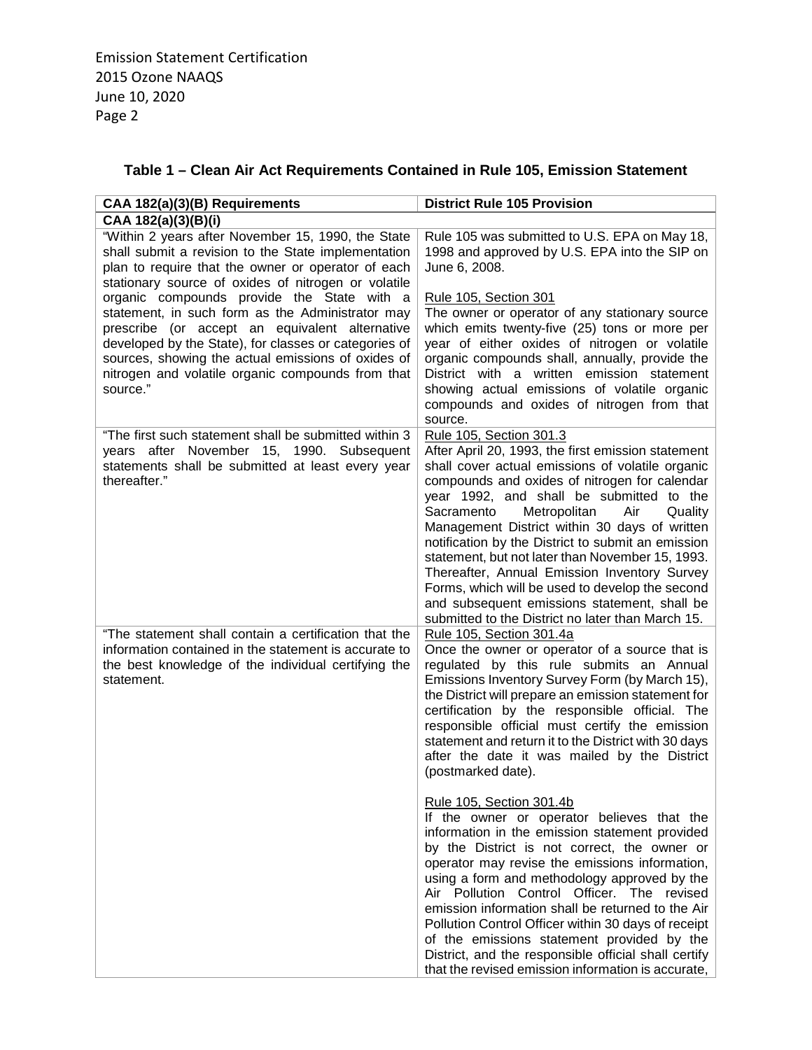### Table 1 – Clean Air Act Requirements Contained in Rule 105, Emission Statement

| CAA 182(a)(3)(B) Requirements | District Rule 105 Provision |
|---|---|
| **CAA 182(a)(3)(B)(i)** | |
| "Within 2 years after November 15, 1990, the State shall submit a revision to the State implementation plan to require that the owner or operator of each stationary source of oxides of nitrogen or volatile organic compounds provide the State with a statement, in such form as the Administrator may prescribe (or accept an equivalent alternative developed by the State), for classes or categories of sources, showing the actual emissions of oxides of nitrogen and volatile organic compounds from that source." | Rule 105 was submitted to U.S. EPA on May 18, 1998 and approved by U.S. EPA into the SIP on June 6, 2008.<br><br><u>Rule 105, Section 301</u><br>The owner or operator of any stationary source which emits twenty-five (25) tons or more per year of either oxides of nitrogen or volatile organic compounds shall, annually, provide the District with a written emission statement showing actual emissions of volatile organic compounds and oxides of nitrogen from that source. |
| "The first such statement shall be submitted within 3 years after November 15, 1990. Subsequent statements shall be submitted at least every year thereafter." | <u>Rule 105, Section 301.3</u><br>After April 20, 1993, the first emission statement shall cover actual emissions of volatile organic compounds and oxides of nitrogen for calendar year 1992, and shall be submitted to the Sacramento Metropolitan Air Quality Management District within 30 days of written notification by the District to submit an emission statement, but not later than November 15, 1993. Thereafter, Annual Emission Inventory Survey Forms, which will be used to develop the second and subsequent emissions statement, shall be submitted to the District no later than March 15. |
| "The statement shall contain a certification that the information contained in the statement is accurate to the best knowledge of the individual certifying the statement. | <u>Rule 105, Section 301.4a</u><br>Once the owner or operator of a source that is regulated by this rule submits an Annual Emissions Inventory Survey Form (by March 15), the District will prepare an emission statement for certification by the responsible official. The responsible official must certify the emission statement and return it to the District with 30 days after the date it was mailed by the District (postmarked date).<br><br><u>Rule 105, Section 301.4b</u><br>If the owner or operator believes that the information in the emission statement provided by the District is not correct, the owner or operator may revise the emissions information, using a form and methodology approved by the Air Pollution Control Officer. The revised emission information shall be returned to the Air Pollution Control Officer within 30 days of receipt of the emissions statement provided by the District, and the responsible official shall certify that the revised emission information is accurate, |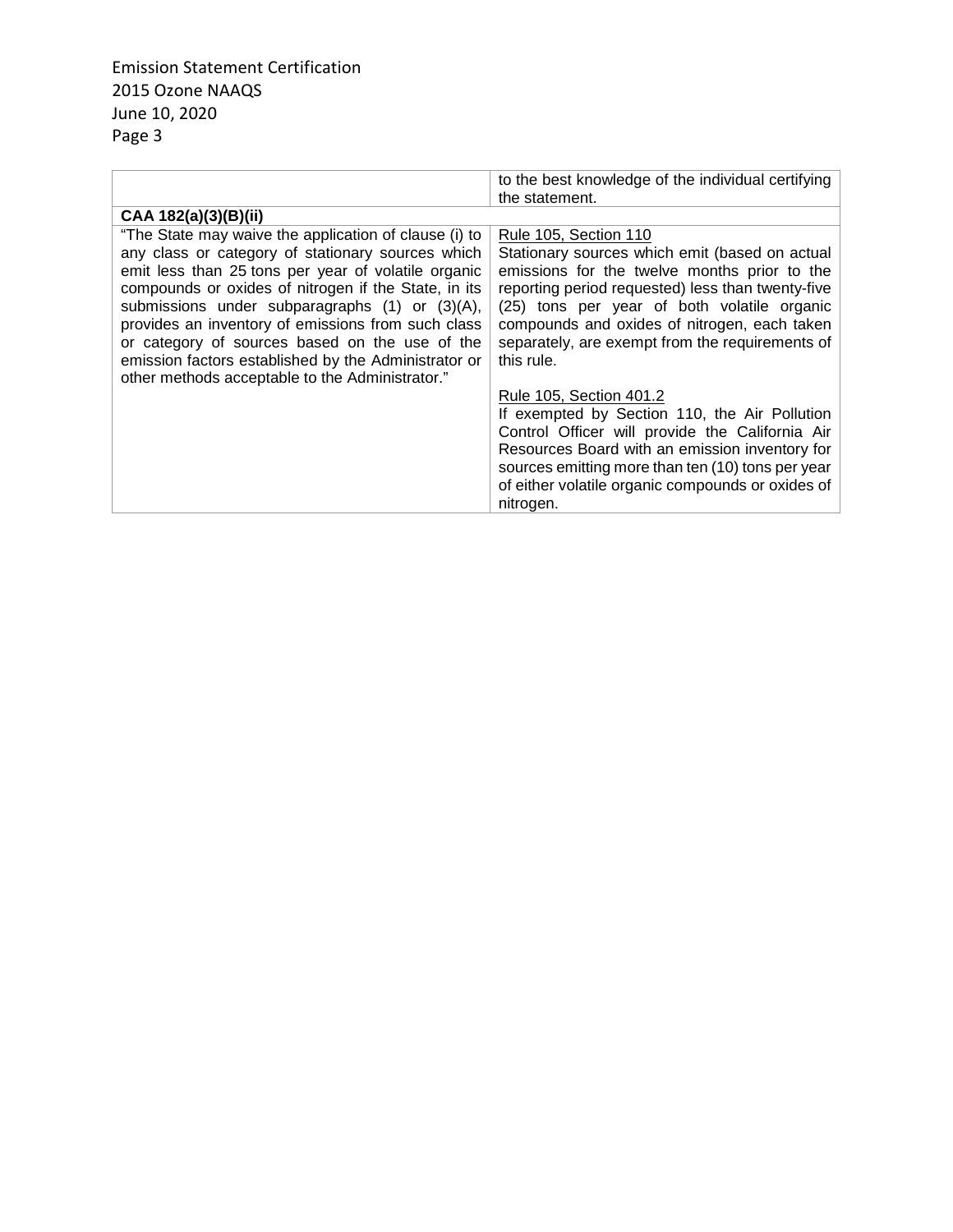| | |
|---|---|
| | to the best knowledge of the individual certifying the statement. |
| **CAA 182(a)(3)(B)(ii)** | |
| "The State may waive the application of clause (i) to any class or category of stationary sources which emit less than 25 tons per year of volatile organic compounds or oxides of nitrogen if the State, in its submissions under subparagraphs (1) or (3)(A), provides an inventory of emissions from such class or category of sources based on the use of the emission factors established by the Administrator or other methods acceptable to the Administrator." | Rule 105, Section 110<br>Stationary sources which emit (based on actual emissions for the twelve months prior to the reporting period requested) less than twenty-five (25) tons per year of both volatile organic compounds and oxides of nitrogen, each taken separately, are exempt from the requirements of this rule.<br><br>Rule 105, Section 401.2<br>If exempted by Section 110, the Air Pollution Control Officer will provide the California Air Resources Board with an emission inventory for sources emitting more than ten (10) tons per year of either volatile organic compounds or oxides of nitrogen. |